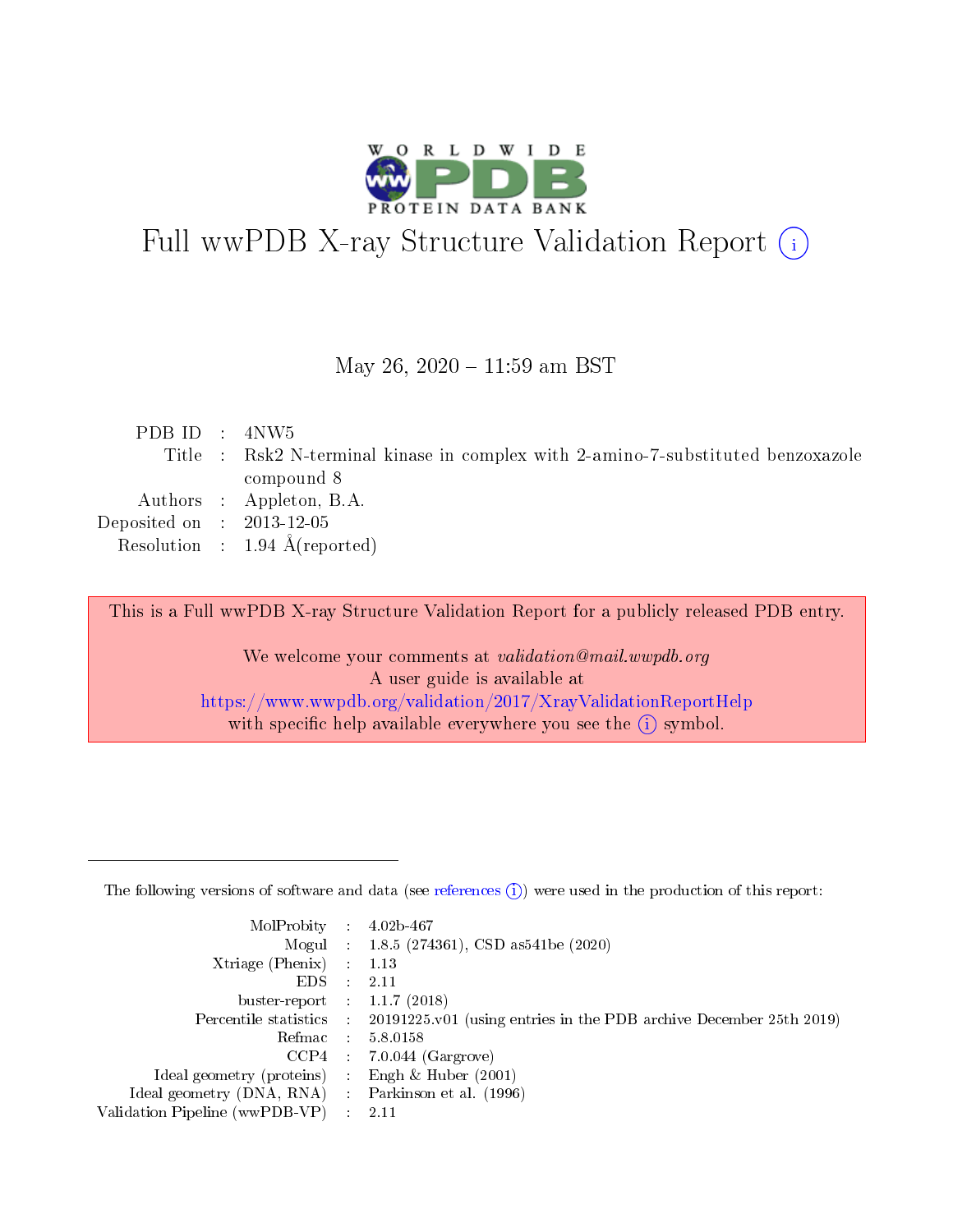# Full wwPDB X-ray Structure Validation Report (i)

May 26, 2020 – 11:59 am BST

| | | |
|---|---|---|
| PDB ID | : | 4NW5 |
| Title | : | Rsk2 N-terminal kinase in complex with 2-amino-7-substituted benzoxazole compound 8 |
| Authors | : | Appleton, B.A. |
| Deposited on | : | 2013-12-05 |
| Resolution | : | 1.94 Å(reported) |

This is a Full wwPDB X-ray Structure Validation Report for a publicly released PDB entry.

We welcome your comments at *validation@mail.wwpdb.org*
A user guide is available at
https://www.wwpdb.org/validation/2017/XrayValidationReportHelp
with specific help available everywhere you see the (i) symbol.

The following versions of software and data (see references (i)) were used in the production of this report:

| | | |
|---|---|---|
| MolProbity | : | 4.02b-467 |
| Mogul | : | 1.8.5 (274361), CSD as541be (2020) |
| Xtriage (Phenix) | : | 1.13 |
| EDS | : | 2.11 |
| buster-report | : | 1.1.7 (2018) |
| Percentile statistics | : | 20191225.v01 (using entries in the PDB archive December 25th 2019) |
| Refmac | : | 5.8.0158 |
| CCP4 | : | 7.0.044 (Gargrove) |
| Ideal geometry (proteins) | : | Engh & Huber (2001) |
| Ideal geometry (DNA, RNA) | : | Parkinson et al. (1996) |
| Validation Pipeline (wwPDB-VP) | : | 2.11 |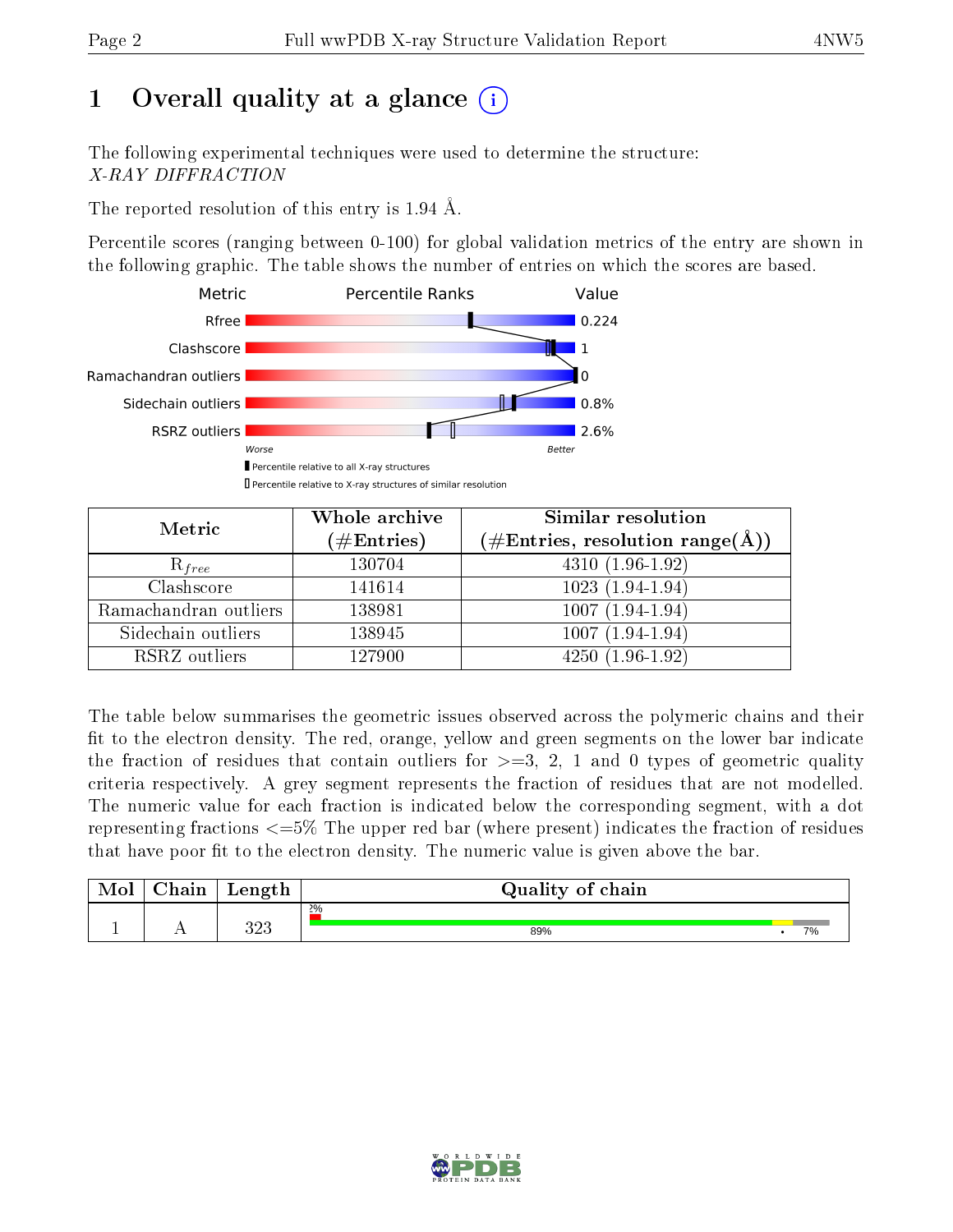# 1 Overall quality at a glance

The following experimental techniques were used to determine the structure:
*X-RAY DIFFRACTION*

The reported resolution of this entry is 1.94 Å.

Percentile scores (ranging between 0-100) for global validation metrics of the entry are shown in the following graphic. The table shows the number of entries on which the scores are based.

| Metric | Value |
|---|---|
| Rfree | 0.224 |
| Clashscore | 1 |
| Ramachandran outliers | 0 |
| Sidechain outliers | 0.8% |
| RSRZ outliers | 2.6% |

Worse — Better

▮ Percentile relative to all X-ray structures
▯ Percentile relative to X-ray structures of similar resolution

| Metric | Whole archive (#Entries) | Similar resolution (#Entries, resolution range(Å)) |
|---|---|---|
| $R_{free}$ | 130704 | 4310 (1.96-1.92) |
| Clashscore | 141614 | 1023 (1.94-1.94) |
| Ramachandran outliers | 138981 | 1007 (1.94-1.94) |
| Sidechain outliers | 138945 | 1007 (1.94-1.94) |
| RSRZ outliers | 127900 | 4250 (1.96-1.92) |

The table below summarises the geometric issues observed across the polymeric chains and their fit to the electron density. The red, orange, yellow and green segments on the lower bar indicate the fraction of residues that contain outliers for >=3, 2, 1 and 0 types of geometric quality criteria respectively. A grey segment represents the fraction of residues that are not modelled. The numeric value for each fraction is indicated below the corresponding segment, with a dot representing fractions <=5% The upper red bar (where present) indicates the fraction of residues that have poor fit to the electron density. The numeric value is given above the bar.

| Mol | Chain | Length | Quality of chain |
|---|---|---|---|
| 1 | A | 323 | 2% / 89% • 7% |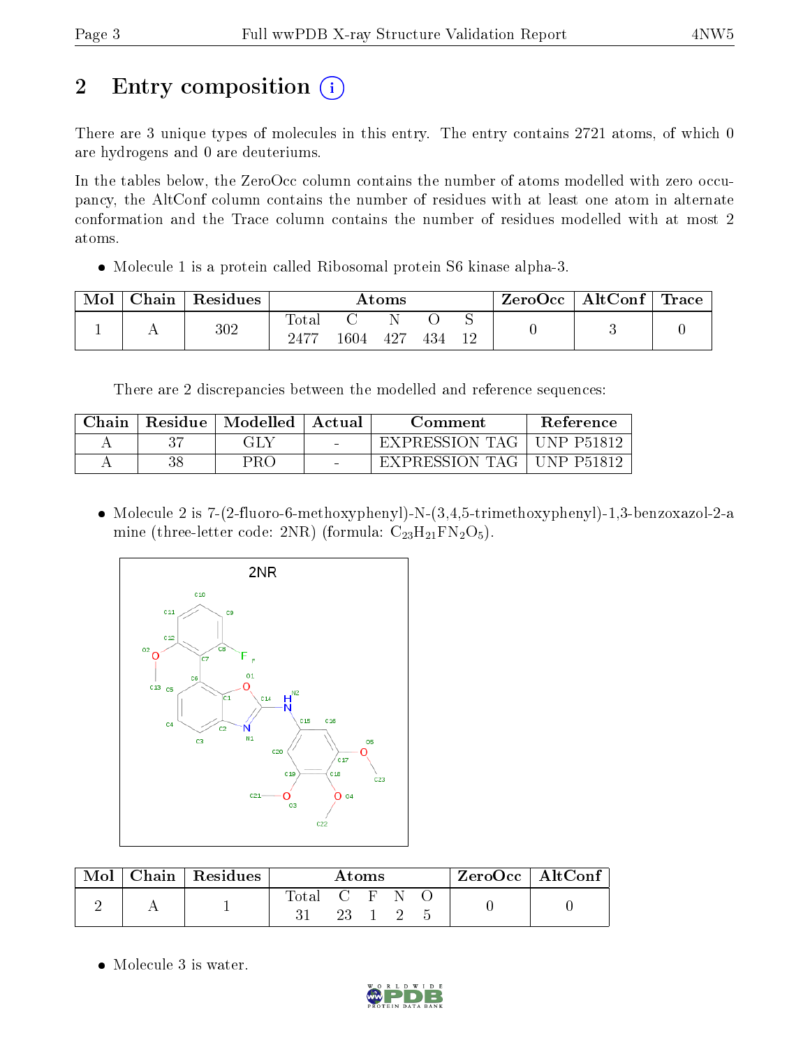# 2 Entry composition (i)

There are 3 unique types of molecules in this entry. The entry contains 2721 atoms, of which 0 are hydrogens and 0 are deuteriums.

In the tables below, the ZeroOcc column contains the number of atoms modelled with zero occupancy, the AltConf column contains the number of residues with at least one atom in alternate conformation and the Trace column contains the number of residues modelled with at most 2 atoms.

- Molecule 1 is a protein called Ribosomal protein S6 kinase alpha-3.

| Mol | Chain | Residues | Atoms | | | | | ZeroOcc | AltConf | Trace |
|---|---|---|---|---|---|---|---|---|---|---|
| | | | Total | C | N | O | S | | | |
| 1 | A | 302 | 2477 | 1604 | 427 | 434 | 12 | 0 | 3 | 0 |

There are 2 discrepancies between the modelled and reference sequences:

| Chain | Residue | Modelled | Actual | Comment | Reference |
|---|---|---|---|---|---|
| A | 37 | GLY | - | EXPRESSION TAG | UNP P51812 |
| A | 38 | PRO | - | EXPRESSION TAG | UNP P51812 |

- Molecule 2 is 7-(2-fluoro-6-methoxyphenyl)-N-(3,4,5-trimethoxyphenyl)-1,3-benzoxazol-2-amine (three-letter code: 2NR) (formula: $C_{23}H_{21}FN_2O_5$).

| Mol | Chain | Residues | Atoms | | | | | ZeroOcc | AltConf |
|---|---|---|---|---|---|---|---|---|---|
| | | | Total | C | F | N | O | | |
| 2 | A | 1 | 31 | 23 | 1 | 2 | 5 | 0 | 0 |

- Molecule 3 is water.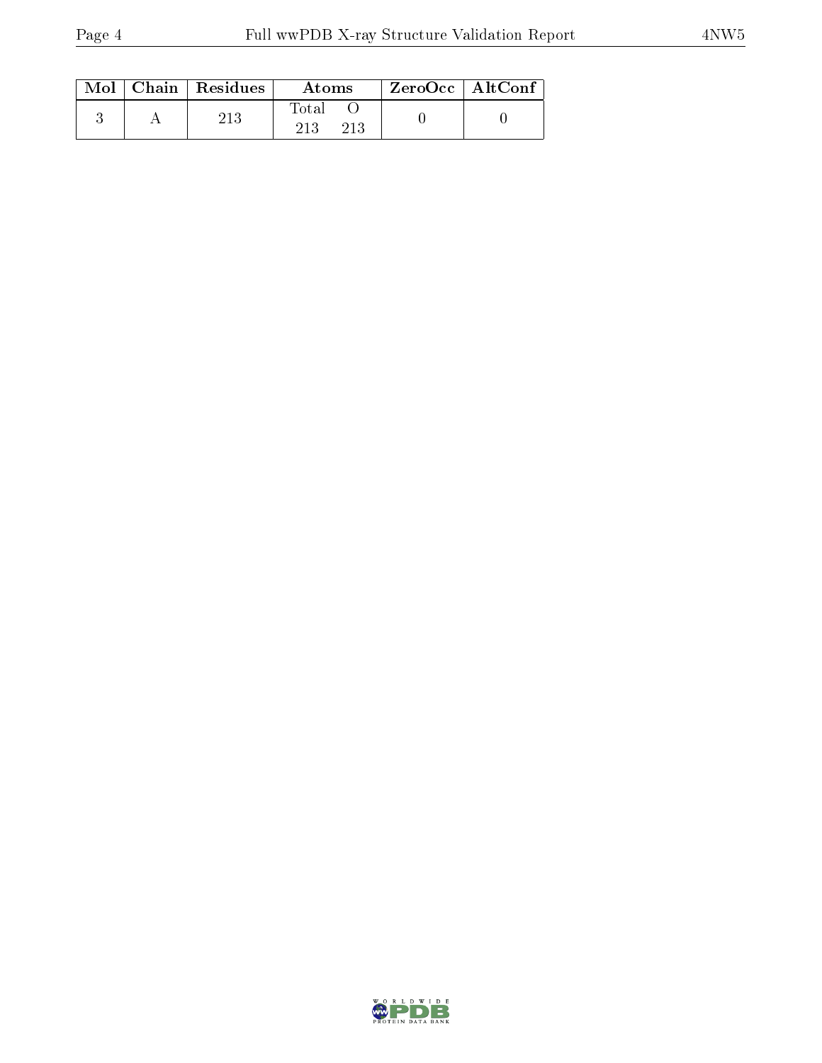| Mol | Chain | Residues | Atoms | | ZeroOcc | AltConf |
|---|---|---|---|---|---|---|
| | | | Total | O | | |
| 3 | A | 213 | 213 | 213 | 0 | 0 |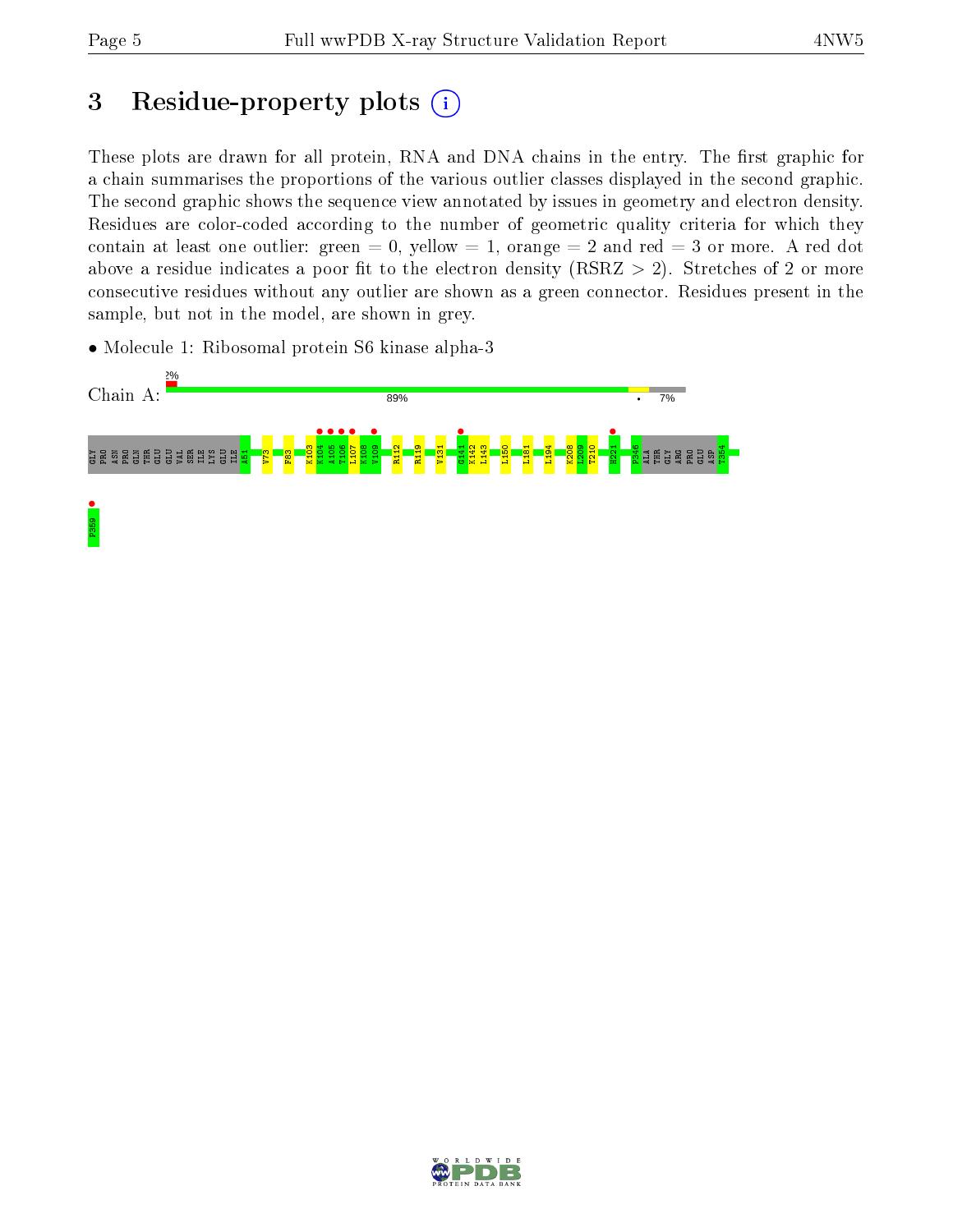# 3 Residue-property plots

These plots are drawn for all protein, RNA and DNA chains in the entry. The first graphic for a chain summarises the proportions of the various outlier classes displayed in the second graphic. The second graphic shows the sequence view annotated by issues in geometry and electron density. Residues are color-coded according to the number of geometric quality criteria for which they contain at least one outlier: green = 0, yellow = 1, orange = 2 and red = 3 or more. A red dot above a residue indicates a poor fit to the electron density (RSRZ > 2). Stretches of 2 or more consecutive residues without any outlier are shown as a green connector. Residues present in the sample, but not in the model, are shown in grey.

- Molecule 1: Ribosomal protein S6 kinase alpha-3

Chain A: 2% | 89% | • | 7%

GLY PRO ASN PRO GLN THR GLU GLU VAL SER ILE LYS GLU ILE A51 V73 F83 K103 K104 A105 T106 L107 K108 V109 R112 R119 V131 G141 K142 L143 L150 L181 L194 K208 L209 T210 H221 P346 ALA THR GLY ARG PRO GLU ASP T354 F359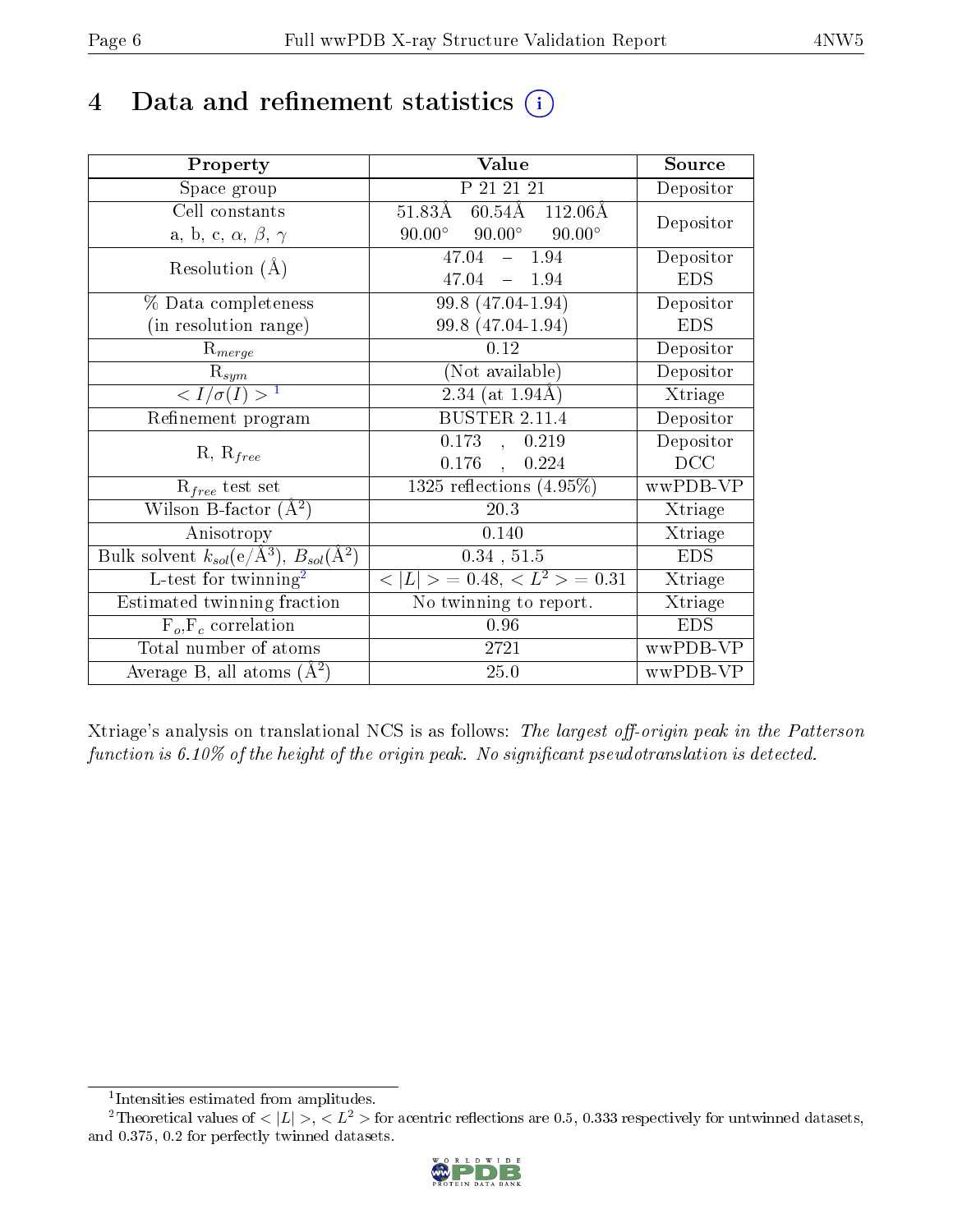# 4 Data and refinement statistics (i)

| Property | Value | Source |
|---|---|---|
| Space group | P 21 21 21 | Depositor |
| Cell constants<br>a, b, c, $\alpha$, $\beta$, $\gamma$ | 51.83Å 60.54Å 112.06Å<br>90.00° 90.00° 90.00° | Depositor |
| Resolution (Å) | 47.04 – 1.94<br>47.04 – 1.94 | Depositor<br>EDS |
| % Data completeness<br>(in resolution range) | 99.8 (47.04-1.94)<br>99.8 (47.04-1.94) | Depositor<br>EDS |
| $R_{merge}$ | 0.12 | Depositor |
| $R_{sym}$ | (Not available) | Depositor |
| $< I/\sigma(I) >$ [1] | 2.34 (at 1.94Å) | Xtriage |
| Refinement program | BUSTER 2.11.4 | Depositor |
| R, $R_{free}$ | 0.173 , 0.219<br>0.176 , 0.224 | Depositor<br>DCC |
| $R_{free}$ test set | 1325 reflections (4.95%) | wwPDB-VP |
| Wilson B-factor (Å$^2$) | 20.3 | Xtriage |
| Anisotropy | 0.140 | Xtriage |
| Bulk solvent $k_{sol}$(e/Å$^3$), $B_{sol}$(Å$^2$) | 0.34 , 51.5 | EDS |
| L-test for twinning[2] | $< \|L\| >$ = 0.48, $< L^2 >$ = 0.31 | Xtriage |
| Estimated twinning fraction | No twinning to report. | Xtriage |
| $F_o$,$F_c$ correlation | 0.96 | EDS |
| Total number of atoms | 2721 | wwPDB-VP |
| Average B, all atoms (Å$^2$) | 25.0 | wwPDB-VP |

Xtriage's analysis on translational NCS is as follows: *The largest off-origin peak in the Patterson function is 6.10% of the height of the origin peak. No significant pseudotranslation is detected.*

[1] Intensities estimated from amplitudes.

[2] Theoretical values of $< |L| >$, $< L^2 >$ for acentric reflections are 0.5, 0.333 respectively for untwinned datasets, and 0.375, 0.2 for perfectly twinned datasets.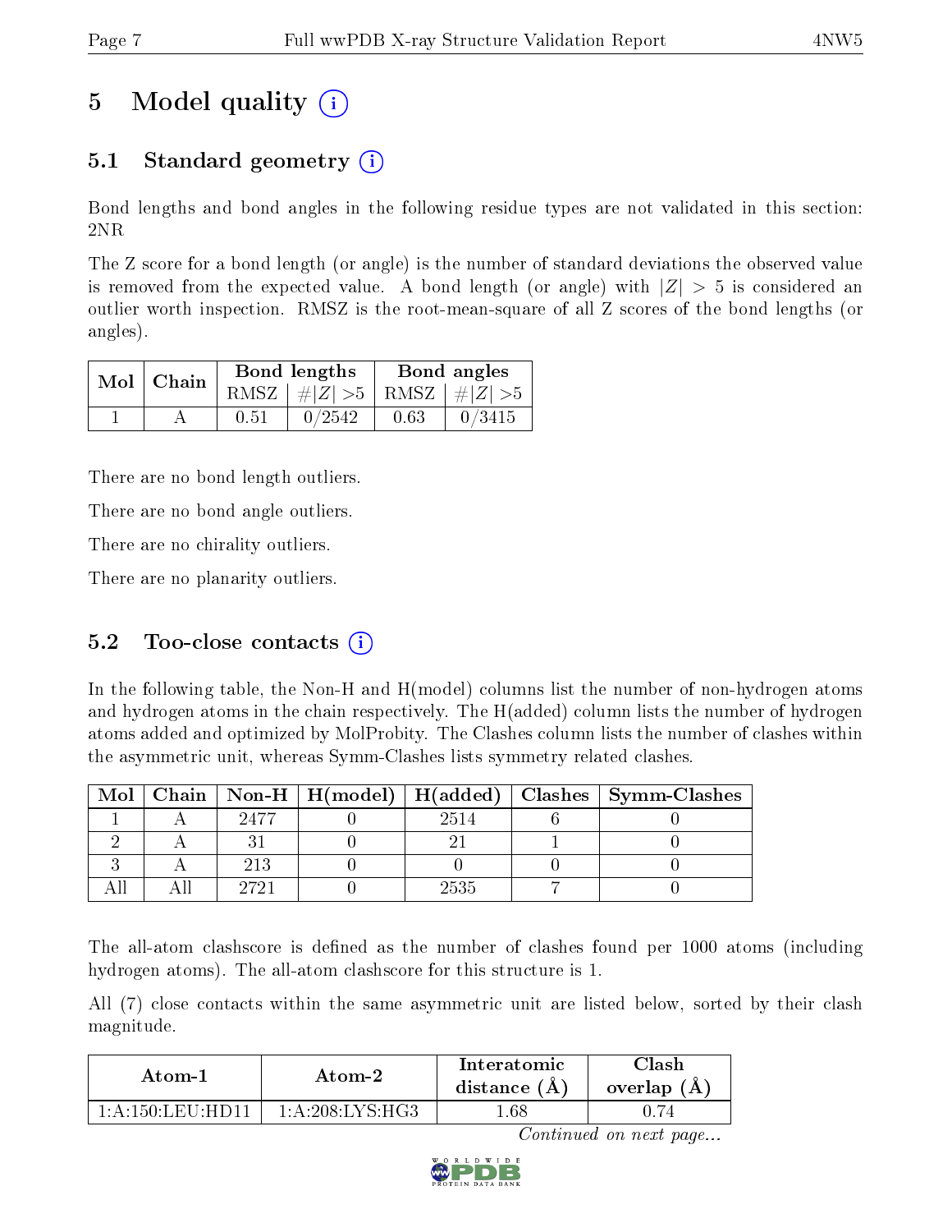# 5 Model quality (i)

## 5.1 Standard geometry (i)

Bond lengths and bond angles in the following residue types are not validated in this section: 2NR

The Z score for a bond length (or angle) is the number of standard deviations the observed value is removed from the expected value. A bond length (or angle) with $|Z| > 5$ is considered an outlier worth inspection. RMSZ is the root-mean-square of all Z scores of the bond lengths (or angles).

| Mol | Chain | Bond lengths | | Bond angles | |
|---|---|---|---|---|---|
| | | RMSZ | $\#\|Z\| > 5$ | RMSZ | $\#\|Z\| > 5$ |
| 1 | A | 0.51 | 0/2542 | 0.63 | 0/3415 |

There are no bond length outliers.

There are no bond angle outliers.

There are no chirality outliers.

There are no planarity outliers.

## 5.2 Too-close contacts (i)

In the following table, the Non-H and H(model) columns list the number of non-hydrogen atoms and hydrogen atoms in the chain respectively. The H(added) column lists the number of hydrogen atoms added and optimized by MolProbity. The Clashes column lists the number of clashes within the asymmetric unit, whereas Symm-Clashes lists symmetry related clashes.

| Mol | Chain | Non-H | H(model) | H(added) | Clashes | Symm-Clashes |
|---|---|---|---|---|---|---|
| 1 | A | 2477 | 0 | 2514 | 6 | 0 |
| 2 | A | 31 | 0 | 21 | 1 | 0 |
| 3 | A | 213 | 0 | 0 | 0 | 0 |
| All | All | 2721 | 0 | 2535 | 7 | 0 |

The all-atom clashscore is defined as the number of clashes found per 1000 atoms (including hydrogen atoms). The all-atom clashscore for this structure is 1.

All (7) close contacts within the same asymmetric unit are listed below, sorted by their clash magnitude.

| Atom-1 | Atom-2 | Interatomic distance (Å) | Clash overlap (Å) |
|---|---|---|---|
| 1:A:150:LEU:HD11 | 1:A:208:LYS:HG3 | 1.68 | 0.74 |

*Continued on next page...*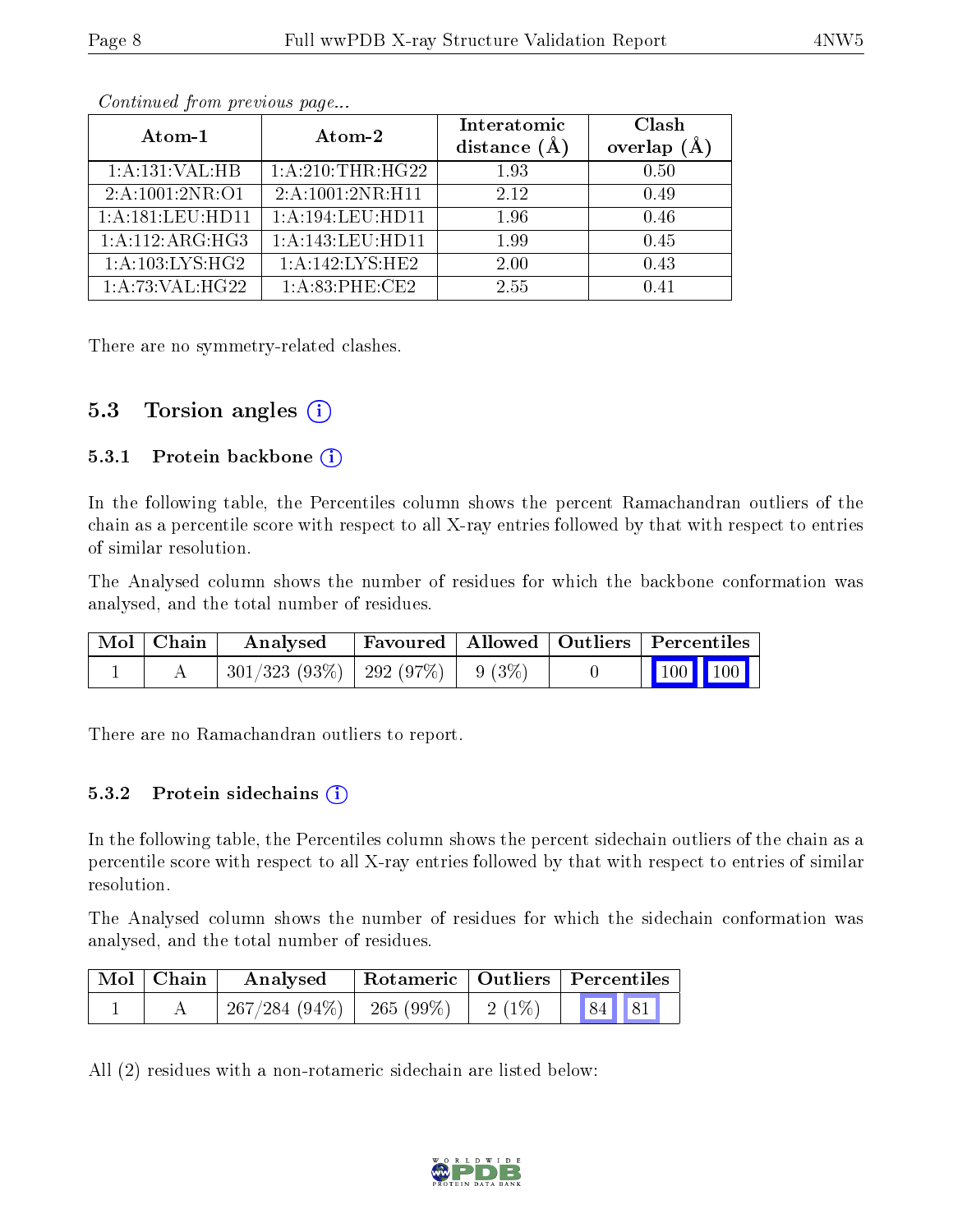*Continued from previous page...*

| Atom-1 | Atom-2 | Interatomic distance (Å) | Clash overlap (Å) |
|---|---|---|---|
| 1:A:131:VAL:HB | 1:A:210:THR:HG22 | 1.93 | 0.50 |
| 2:A:1001:2NR:O1 | 2:A:1001:2NR:H11 | 2.12 | 0.49 |
| 1:A:181:LEU:HD11 | 1:A:194:LEU:HD11 | 1.96 | 0.46 |
| 1:A:112:ARG:HG3 | 1:A:143:LEU:HD11 | 1.99 | 0.45 |
| 1:A:103:LYS:HG2 | 1:A:142:LYS:HE2 | 2.00 | 0.43 |
| 1:A:73:VAL:HG22 | 1:A:83:PHE:CE2 | 2.55 | 0.41 |

There are no symmetry-related clashes.

## 5.3 Torsion angles

### 5.3.1 Protein backbone

In the following table, the Percentiles column shows the percent Ramachandran outliers of the chain as a percentile score with respect to all X-ray entries followed by that with respect to entries of similar resolution.

The Analysed column shows the number of residues for which the backbone conformation was analysed, and the total number of residues.

| Mol | Chain | Analysed | Favoured | Allowed | Outliers | Percentiles | |
|---|---|---|---|---|---|---|---|
| 1 | A | 301/323 (93%) | 292 (97%) | 9 (3%) | 0 | 100 | 100 |

There are no Ramachandran outliers to report.

### 5.3.2 Protein sidechains

In the following table, the Percentiles column shows the percent sidechain outliers of the chain as a percentile score with respect to all X-ray entries followed by that with respect to entries of similar resolution.

The Analysed column shows the number of residues for which the sidechain conformation was analysed, and the total number of residues.

| Mol | Chain | Analysed | Rotameric | Outliers | Percentiles | |
|---|---|---|---|---|---|---|
| 1 | A | 267/284 (94%) | 265 (99%) | 2 (1%) | 84 | 81 |

All (2) residues with a non-rotameric sidechain are listed below: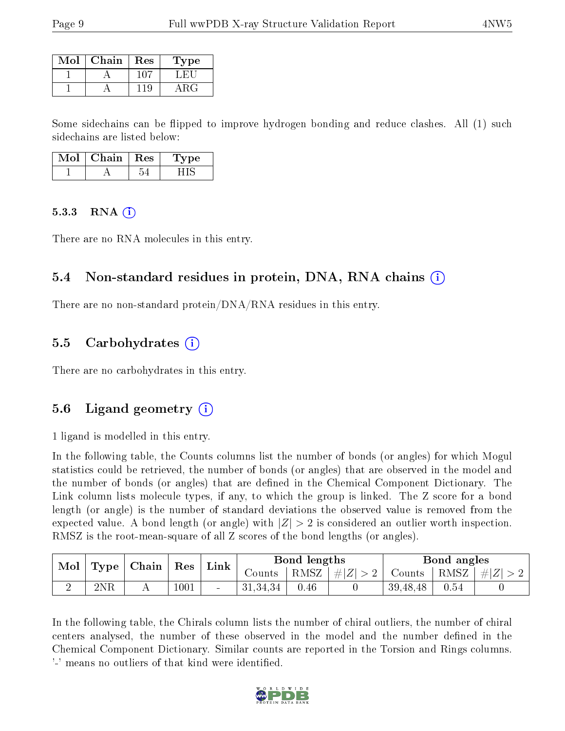| Mol | Chain | Res | Type |
|---|---|---|---|
| 1 | A | 107 | LEU |
| 1 | A | 119 | ARG |

Some sidechains can be flipped to improve hydrogen bonding and reduce clashes. All (1) such sidechains are listed below:

| Mol | Chain | Res | Type |
|---|---|---|---|
| 1 | A | 54 | HIS |

### 5.3.3 RNA

There are no RNA molecules in this entry.

## 5.4 Non-standard residues in protein, DNA, RNA chains

There are no non-standard protein/DNA/RNA residues in this entry.

## 5.5 Carbohydrates

There are no carbohydrates in this entry.

## 5.6 Ligand geometry

1 ligand is modelled in this entry.

In the following table, the Counts columns list the number of bonds (or angles) for which Mogul statistics could be retrieved, the number of bonds (or angles) that are observed in the model and the number of bonds (or angles) that are defined in the Chemical Component Dictionary. The Link column lists molecule types, if any, to which the group is linked. The Z score for a bond length (or angle) is the number of standard deviations the observed value is removed from the expected value. A bond length (or angle) with $|Z| > 2$ is considered an outlier worth inspection. RMSZ is the root-mean-square of all Z scores of the bond lengths (or angles).

| Mol | Type | Chain | Res | Link | Bond lengths | | | Bond angles | | |
|---|---|---|---|---|---|---|---|---|---|---|
| | | | | | Counts | RMSZ | $\#\|Z\| > 2$ | Counts | RMSZ | $\#\|Z\| > 2$ |
| 2 | 2NR | A | 1001 | - | 31,34,34 | 0.46 | 0 | 39,48,48 | 0.54 | 0 |

In the following table, the Chirals column lists the number of chiral outliers, the number of chiral centers analysed, the number of these observed in the model and the number defined in the Chemical Component Dictionary. Similar counts are reported in the Torsion and Rings columns. '-' means no outliers of that kind were identified.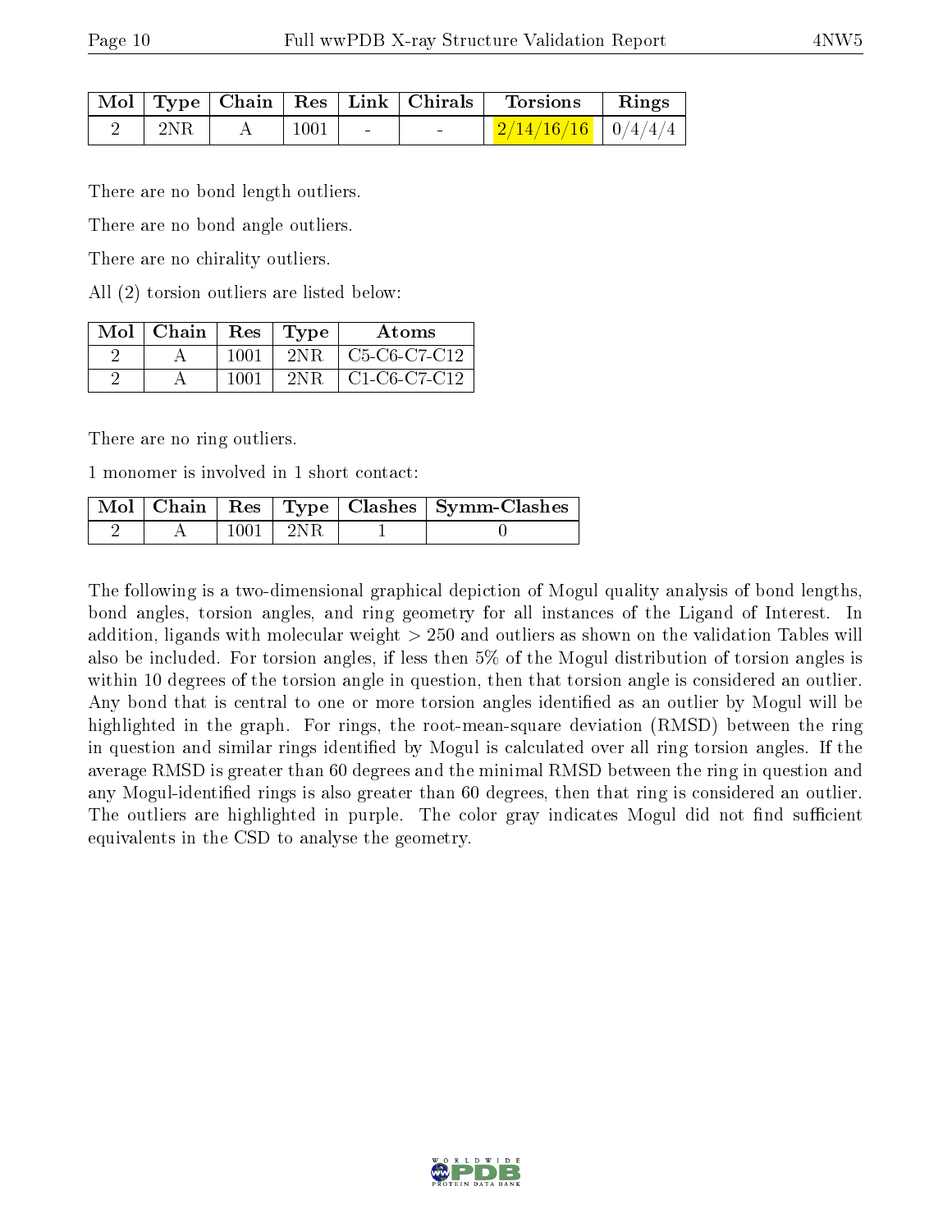| Mol | Type | Chain | Res | Link | Chirals | Torsions | Rings |
|---|---|---|---|---|---|---|---|
| 2 | 2NR | A | 1001 | - | - | 2/14/16/16 | 0/4/4/4 |

There are no bond length outliers.

There are no bond angle outliers.

There are no chirality outliers.

All (2) torsion outliers are listed below:

| Mol | Chain | Res | Type | Atoms |
|---|---|---|---|---|
| 2 | A | 1001 | 2NR | C5-C6-C7-C12 |
| 2 | A | 1001 | 2NR | C1-C6-C7-C12 |

There are no ring outliers.

1 monomer is involved in 1 short contact:

| Mol | Chain | Res | Type | Clashes | Symm-Clashes |
|---|---|---|---|---|---|
| 2 | A | 1001 | 2NR | 1 | 0 |

The following is a two-dimensional graphical depiction of Mogul quality analysis of bond lengths, bond angles, torsion angles, and ring geometry for all instances of the Ligand of Interest. In addition, ligands with molecular weight > 250 and outliers as shown on the validation Tables will also be included. For torsion angles, if less then 5% of the Mogul distribution of torsion angles is within 10 degrees of the torsion angle in question, then that torsion angle is considered an outlier. Any bond that is central to one or more torsion angles identified as an outlier by Mogul will be highlighted in the graph. For rings, the root-mean-square deviation (RMSD) between the ring in question and similar rings identified by Mogul is calculated over all ring torsion angles. If the average RMSD is greater than 60 degrees and the minimal RMSD between the ring in question and any Mogul-identified rings is also greater than 60 degrees, then that ring is considered an outlier. The outliers are highlighted in purple. The color gray indicates Mogul did not find sufficient equivalents in the CSD to analyse the geometry.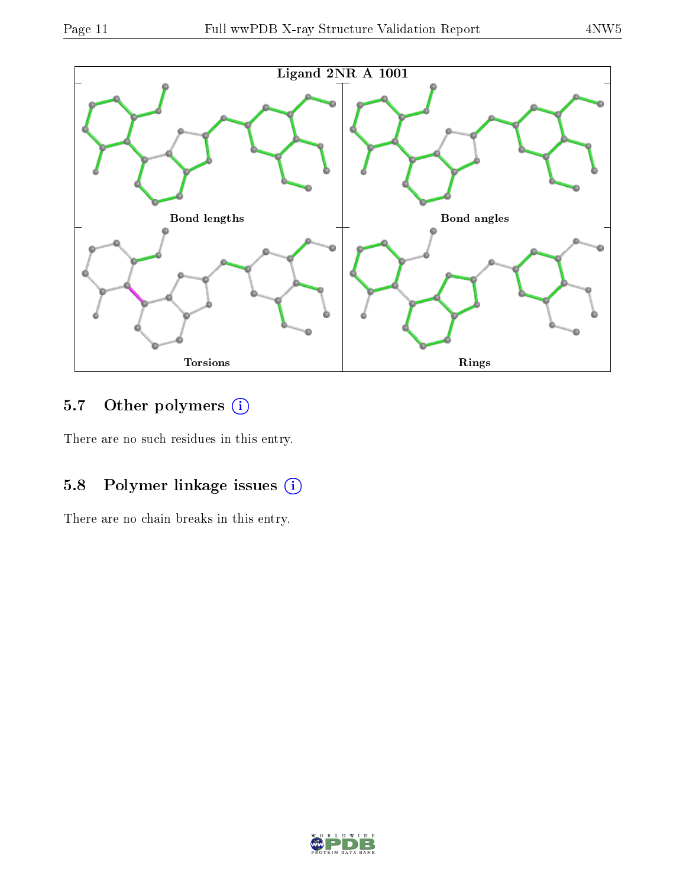Ligand 2NR A 1001

Bond lengths

Bond angles

Torsions

Rings

### 5.7 Other polymers

There are no such residues in this entry.

### 5.8 Polymer linkage issues

There are no chain breaks in this entry.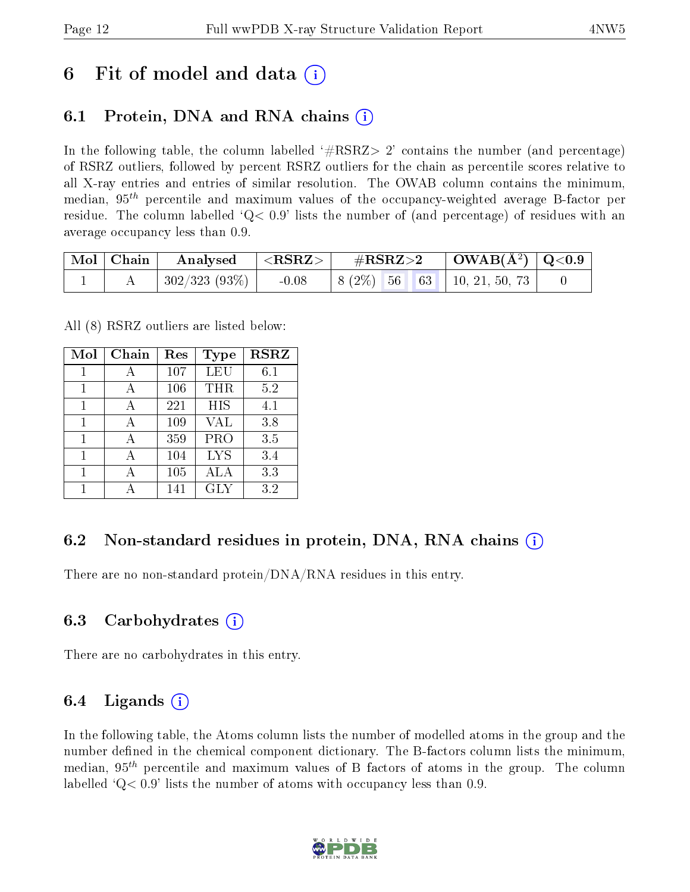# 6 Fit of model and data (i)

## 6.1 Protein, DNA and RNA chains (i)

In the following table, the column labelled '#RSRZ> 2' contains the number (and percentage) of RSRZ outliers, followed by percent RSRZ outliers for the chain as percentile scores relative to all X-ray entries and entries of similar resolution. The OWAB column contains the minimum, median, $95^{th}$ percentile and maximum values of the occupancy-weighted average B-factor per residue. The column labelled 'Q< 0.9' lists the number of (and percentage) of residues with an average occupancy less than 0.9.

| Mol | Chain | Analysed | <RSRZ> | #RSRZ>2 | | | OWAB(Å$^2$) | Q<0.9 |
|---|---|---|---|---|---|---|---|---|
| 1 | A | 302/323 (93%) | -0.08 | 8 (2%) | 56 | 63 | 10, 21, 50, 73 | 0 |

All (8) RSRZ outliers are listed below:

| Mol | Chain | Res | Type | RSRZ |
|---|---|---|---|---|
| 1 | A | 107 | LEU | 6.1 |
| 1 | A | 106 | THR | 5.2 |
| 1 | A | 221 | HIS | 4.1 |
| 1 | A | 109 | VAL | 3.8 |
| 1 | A | 359 | PRO | 3.5 |
| 1 | A | 104 | LYS | 3.4 |
| 1 | A | 105 | ALA | 3.3 |
| 1 | A | 141 | GLY | 3.2 |

## 6.2 Non-standard residues in protein, DNA, RNA chains (i)

There are no non-standard protein/DNA/RNA residues in this entry.

## 6.3 Carbohydrates (i)

There are no carbohydrates in this entry.

## 6.4 Ligands (i)

In the following table, the Atoms column lists the number of modelled atoms in the group and the number defined in the chemical component dictionary. The B-factors column lists the minimum, median, $95^{th}$ percentile and maximum values of B factors of atoms in the group. The column labelled 'Q< 0.9' lists the number of atoms with occupancy less than 0.9.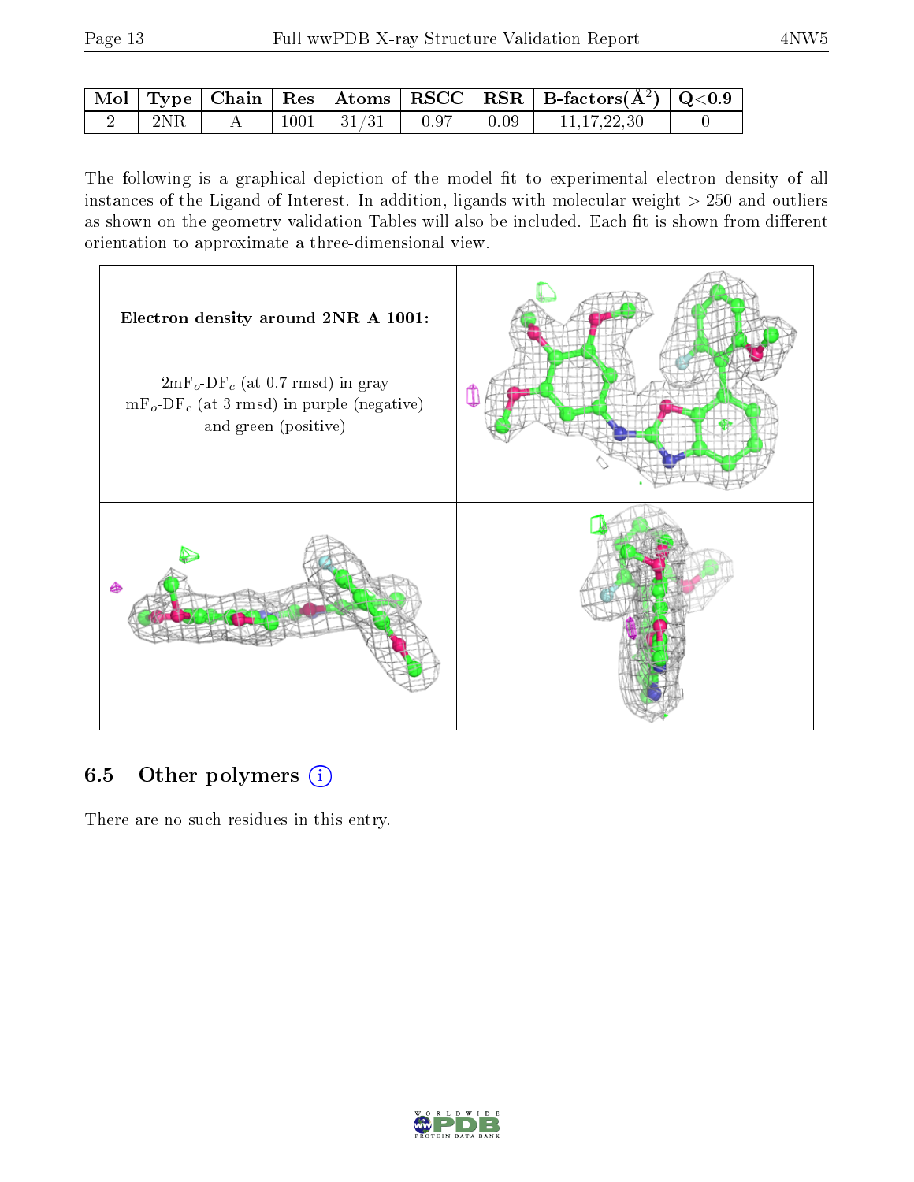| Mol | Type | Chain | Res | Atoms | RSCC | RSR | B-factors($Å^2$) | Q<0.9 |
|---|---|---|---|---|---|---|---|---|
| 2 | 2NR | A | 1001 | 31/31 | 0.97 | 0.09 | 11,17,22,30 | 0 |

The following is a graphical depiction of the model fit to experimental electron density of all instances of the Ligand of Interest. In addition, ligands with molecular weight > 250 and outliers as shown on the geometry validation Tables will also be included. Each fit is shown from different orientation to approximate a three-dimensional view.

**Electron density around 2NR A 1001:**

$2mF_o$-$DF_c$ (at 0.7 rmsd) in gray
$mF_o$-$DF_c$ (at 3 rmsd) in purple (negative) and green (positive)

## 6.5 Other polymers

There are no such residues in this entry.